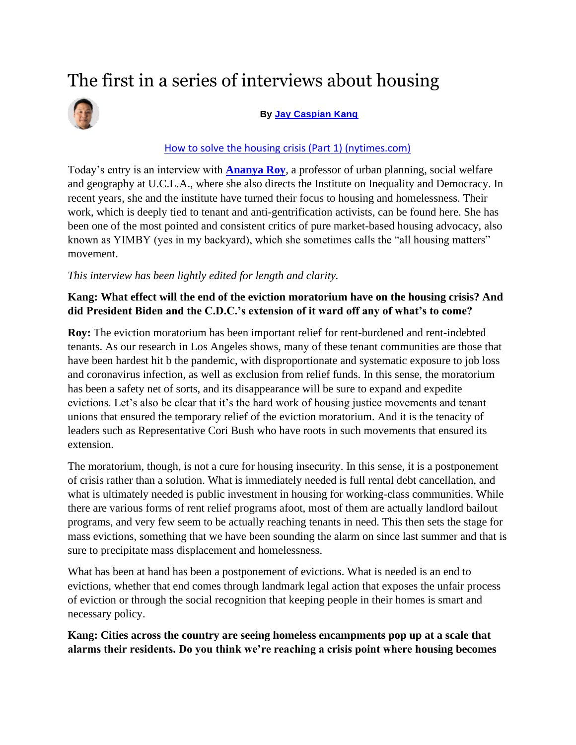# The first in a series of interviews about housing

**By [Jay Caspian Kang]()**

[How to solve the housing crisis (Part 1) (nytimes.com)]()

Today's entry is an interview with **[Ananya Roy]()**, a professor of urban planning, social welfare and geography at U.C.L.A., where she also directs the Institute on Inequality and Democracy. In recent years, she and the institute have turned their focus to housing and homelessness. Their work, which is deeply tied to tenant and anti-gentrification activists, can be found here. She has been one of the most pointed and consistent critics of pure market-based housing advocacy, also known as YIMBY (yes in my backyard), which she sometimes calls the "all housing matters" movement.

*This interview has been lightly edited for length and clarity.*

**Kang: What effect will the end of the eviction moratorium have on the housing crisis? And did President Biden and the C.D.C.'s extension of it ward off any of what's to come?**

**Roy:** The eviction moratorium has been important relief for rent-burdened and rent-indebted tenants. As our research in Los Angeles shows, many of these tenant communities are those that have been hardest hit b the pandemic, with disproportionate and systematic exposure to job loss and coronavirus infection, as well as exclusion from relief funds. In this sense, the moratorium has been a safety net of sorts, and its disappearance will be sure to expand and expedite evictions. Let's also be clear that it's the hard work of housing justice movements and tenant unions that ensured the temporary relief of the eviction moratorium. And it is the tenacity of leaders such as Representative Cori Bush who have roots in such movements that ensured its extension.

The moratorium, though, is not a cure for housing insecurity. In this sense, it is a postponement of crisis rather than a solution. What is immediately needed is full rental debt cancellation, and what is ultimately needed is public investment in housing for working-class communities. While there are various forms of rent relief programs afoot, most of them are actually landlord bailout programs, and very few seem to be actually reaching tenants in need. This then sets the stage for mass evictions, something that we have been sounding the alarm on since last summer and that is sure to precipitate mass displacement and homelessness.

What has been at hand has been a postponement of evictions. What is needed is an end to evictions, whether that end comes through landmark legal action that exposes the unfair process of eviction or through the social recognition that keeping people in their homes is smart and necessary policy.

**Kang: Cities across the country are seeing homeless encampments pop up at a scale that alarms their residents. Do you think we're reaching a crisis point where housing becomes**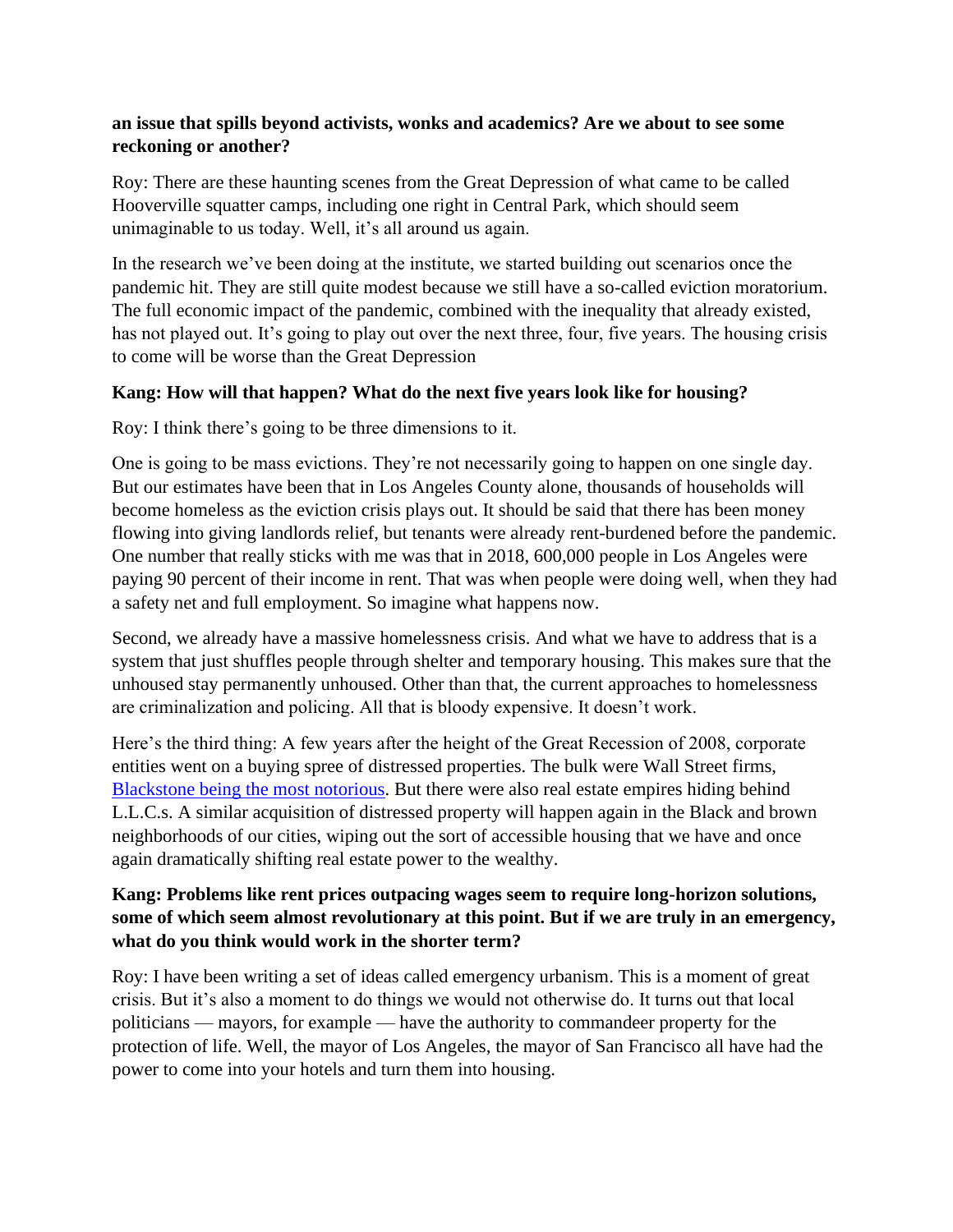**an issue that spills beyond activists, wonks and academics? Are we about to see some reckoning or another?**

Roy: There are these haunting scenes from the Great Depression of what came to be called Hooverville squatter camps, including one right in Central Park, which should seem unimaginable to us today. Well, it's all around us again.

In the research we've been doing at the institute, we started building out scenarios once the pandemic hit. They are still quite modest because we still have a so-called eviction moratorium. The full economic impact of the pandemic, combined with the inequality that already existed, has not played out. It's going to play out over the next three, four, five years. The housing crisis to come will be worse than the Great Depression

**Kang: How will that happen? What do the next five years look like for housing?**

Roy: I think there's going to be three dimensions to it.

One is going to be mass evictions. They're not necessarily going to happen on one single day. But our estimates have been that in Los Angeles County alone, thousands of households will become homeless as the eviction crisis plays out. It should be said that there has been money flowing into giving landlords relief, but tenants were already rent-burdened before the pandemic. One number that really sticks with me was that in 2018, 600,000 people in Los Angeles were paying 90 percent of their income in rent. That was when people were doing well, when they had a safety net and full employment. So imagine what happens now.

Second, we already have a massive homelessness crisis. And what we have to address that is a system that just shuffles people through shelter and temporary housing. This makes sure that the unhoused stay permanently unhoused. Other than that, the current approaches to homelessness are criminalization and policing. All that is bloody expensive. It doesn't work.

Here's the third thing: A few years after the height of the Great Recession of 2008, corporate entities went on a buying spree of distressed properties. The bulk were Wall Street firms, Blackstone being the most notorious. But there were also real estate empires hiding behind L.L.C.s. A similar acquisition of distressed property will happen again in the Black and brown neighborhoods of our cities, wiping out the sort of accessible housing that we have and once again dramatically shifting real estate power to the wealthy.

**Kang: Problems like rent prices outpacing wages seem to require long-horizon solutions, some of which seem almost revolutionary at this point. But if we are truly in an emergency, what do you think would work in the shorter term?**

Roy: I have been writing a set of ideas called emergency urbanism. This is a moment of great crisis. But it's also a moment to do things we would not otherwise do. It turns out that local politicians — mayors, for example — have the authority to commandeer property for the protection of life. Well, the mayor of Los Angeles, the mayor of San Francisco all have had the power to come into your hotels and turn them into housing.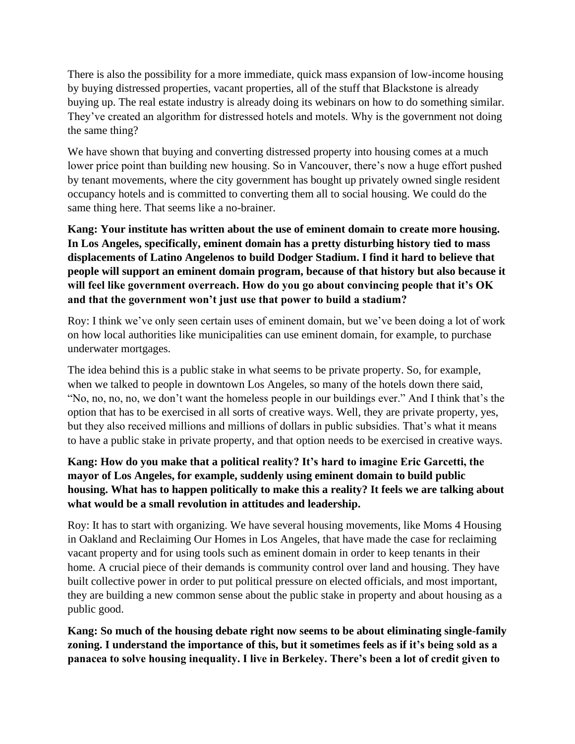There is also the possibility for a more immediate, quick mass expansion of low-income housing by buying distressed properties, vacant properties, all of the stuff that Blackstone is already buying up. The real estate industry is already doing its webinars on how to do something similar. They've created an algorithm for distressed hotels and motels. Why is the government not doing the same thing?

We have shown that buying and converting distressed property into housing comes at a much lower price point than building new housing. So in Vancouver, there's now a huge effort pushed by tenant movements, where the city government has bought up privately owned single resident occupancy hotels and is committed to converting them all to social housing. We could do the same thing here. That seems like a no-brainer.

**Kang: Your institute has written about the use of eminent domain to create more housing. In Los Angeles, specifically, eminent domain has a pretty disturbing history tied to mass displacements of Latino Angelenos to build Dodger Stadium. I find it hard to believe that people will support an eminent domain program, because of that history but also because it will feel like government overreach. How do you go about convincing people that it's OK and that the government won't just use that power to build a stadium?**

Roy: I think we've only seen certain uses of eminent domain, but we've been doing a lot of work on how local authorities like municipalities can use eminent domain, for example, to purchase underwater mortgages.

The idea behind this is a public stake in what seems to be private property. So, for example, when we talked to people in downtown Los Angeles, so many of the hotels down there said, "No, no, no, no, we don't want the homeless people in our buildings ever." And I think that's the option that has to be exercised in all sorts of creative ways. Well, they are private property, yes, but they also received millions and millions of dollars in public subsidies. That's what it means to have a public stake in private property, and that option needs to be exercised in creative ways.

**Kang: How do you make that a political reality? It's hard to imagine Eric Garcetti, the mayor of Los Angeles, for example, suddenly using eminent domain to build public housing. What has to happen politically to make this a reality? It feels we are talking about what would be a small revolution in attitudes and leadership.**

Roy: It has to start with organizing. We have several housing movements, like Moms 4 Housing in Oakland and Reclaiming Our Homes in Los Angeles, that have made the case for reclaiming vacant property and for using tools such as eminent domain in order to keep tenants in their home. A crucial piece of their demands is community control over land and housing. They have built collective power in order to put political pressure on elected officials, and most important, they are building a new common sense about the public stake in property and about housing as a public good.

**Kang: So much of the housing debate right now seems to be about eliminating single-family zoning. I understand the importance of this, but it sometimes feels as if it's being sold as a panacea to solve housing inequality. I live in Berkeley. There's been a lot of credit given to**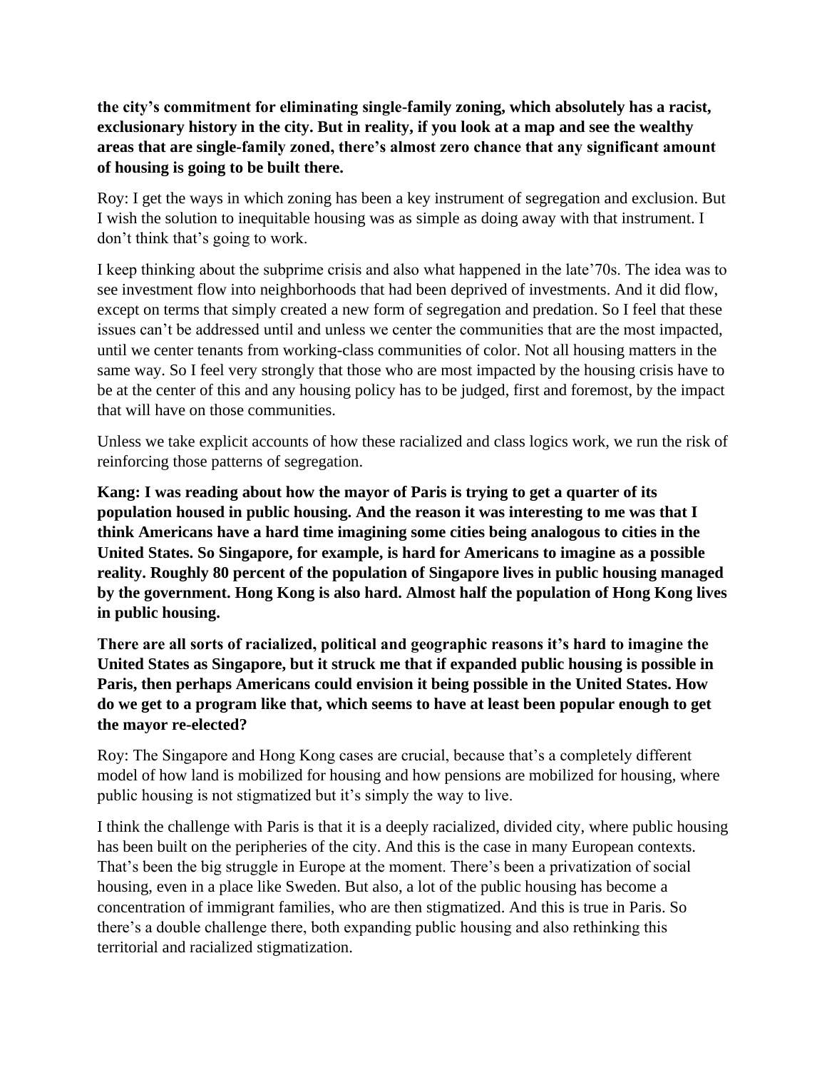**the city's commitment for eliminating single-family zoning, which absolutely has a racist, exclusionary history in the city. But in reality, if you look at a map and see the wealthy areas that are single-family zoned, there's almost zero chance that any significant amount of housing is going to be built there.**

Roy: I get the ways in which zoning has been a key instrument of segregation and exclusion. But I wish the solution to inequitable housing was as simple as doing away with that instrument. I don't think that's going to work.

I keep thinking about the subprime crisis and also what happened in the late'70s. The idea was to see investment flow into neighborhoods that had been deprived of investments. And it did flow, except on terms that simply created a new form of segregation and predation. So I feel that these issues can't be addressed until and unless we center the communities that are the most impacted, until we center tenants from working-class communities of color. Not all housing matters in the same way. So I feel very strongly that those who are most impacted by the housing crisis have to be at the center of this and any housing policy has to be judged, first and foremost, by the impact that will have on those communities.

Unless we take explicit accounts of how these racialized and class logics work, we run the risk of reinforcing those patterns of segregation.

**Kang: I was reading about how the mayor of Paris is trying to get a quarter of its population housed in public housing. And the reason it was interesting to me was that I think Americans have a hard time imagining some cities being analogous to cities in the United States. So Singapore, for example, is hard for Americans to imagine as a possible reality. Roughly 80 percent of the population of Singapore lives in public housing managed by the government. Hong Kong is also hard. Almost half the population of Hong Kong lives in public housing.**

**There are all sorts of racialized, political and geographic reasons it's hard to imagine the United States as Singapore, but it struck me that if expanded public housing is possible in Paris, then perhaps Americans could envision it being possible in the United States. How do we get to a program like that, which seems to have at least been popular enough to get the mayor re-elected?**

Roy: The Singapore and Hong Kong cases are crucial, because that's a completely different model of how land is mobilized for housing and how pensions are mobilized for housing, where public housing is not stigmatized but it's simply the way to live.

I think the challenge with Paris is that it is a deeply racialized, divided city, where public housing has been built on the peripheries of the city. And this is the case in many European contexts. That's been the big struggle in Europe at the moment. There's been a privatization of social housing, even in a place like Sweden. But also, a lot of the public housing has become a concentration of immigrant families, who are then stigmatized. And this is true in Paris. So there's a double challenge there, both expanding public housing and also rethinking this territorial and racialized stigmatization.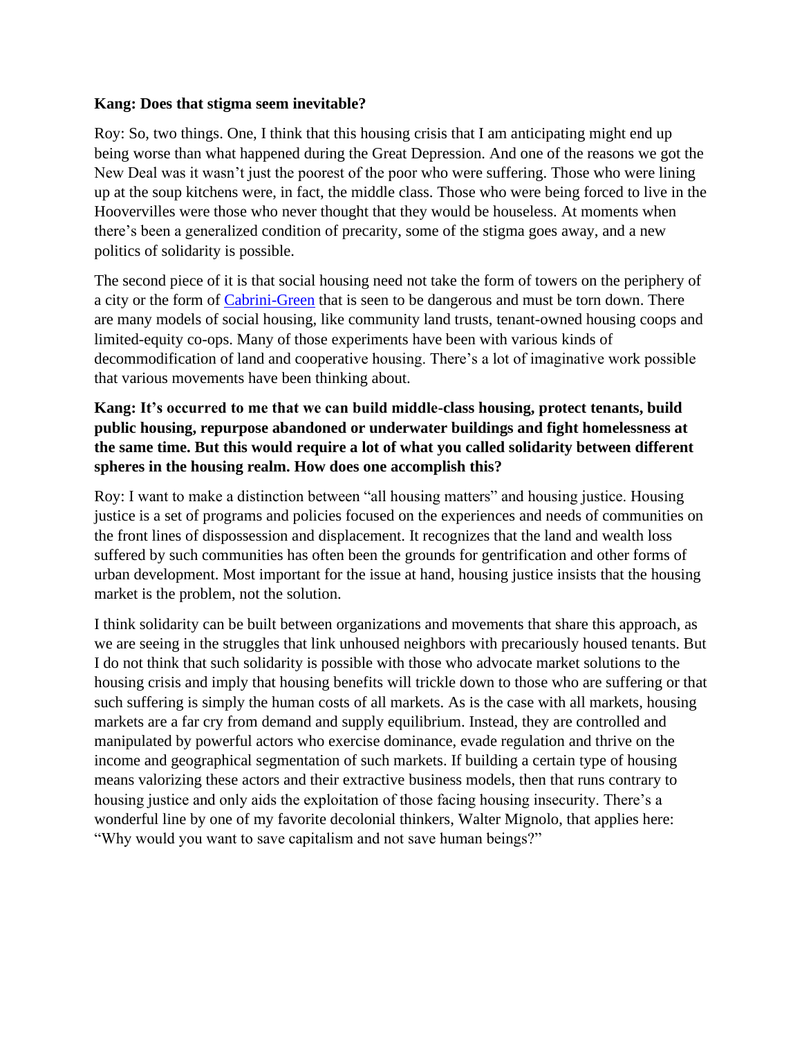**Kang: Does that stigma seem inevitable?**

Roy: So, two things. One, I think that this housing crisis that I am anticipating might end up being worse than what happened during the Great Depression. And one of the reasons we got the New Deal was it wasn't just the poorest of the poor who were suffering. Those who were lining up at the soup kitchens were, in fact, the middle class. Those who were being forced to live in the Hoovervilles were those who never thought that they would be houseless. At moments when there's been a generalized condition of precarity, some of the stigma goes away, and a new politics of solidarity is possible.

The second piece of it is that social housing need not take the form of towers on the periphery of a city or the form of Cabrini-Green that is seen to be dangerous and must be torn down. There are many models of social housing, like community land trusts, tenant-owned housing coops and limited-equity co-ops. Many of those experiments have been with various kinds of decommodification of land and cooperative housing. There's a lot of imaginative work possible that various movements have been thinking about.

**Kang: It's occurred to me that we can build middle-class housing, protect tenants, build public housing, repurpose abandoned or underwater buildings and fight homelessness at the same time. But this would require a lot of what you called solidarity between different spheres in the housing realm. How does one accomplish this?**

Roy: I want to make a distinction between "all housing matters" and housing justice. Housing justice is a set of programs and policies focused on the experiences and needs of communities on the front lines of dispossession and displacement. It recognizes that the land and wealth loss suffered by such communities has often been the grounds for gentrification and other forms of urban development. Most important for the issue at hand, housing justice insists that the housing market is the problem, not the solution.

I think solidarity can be built between organizations and movements that share this approach, as we are seeing in the struggles that link unhoused neighbors with precariously housed tenants. But I do not think that such solidarity is possible with those who advocate market solutions to the housing crisis and imply that housing benefits will trickle down to those who are suffering or that such suffering is simply the human costs of all markets. As is the case with all markets, housing markets are a far cry from demand and supply equilibrium. Instead, they are controlled and manipulated by powerful actors who exercise dominance, evade regulation and thrive on the income and geographical segmentation of such markets. If building a certain type of housing means valorizing these actors and their extractive business models, then that runs contrary to housing justice and only aids the exploitation of those facing housing insecurity. There's a wonderful line by one of my favorite decolonial thinkers, Walter Mignolo, that applies here: "Why would you want to save capitalism and not save human beings?"